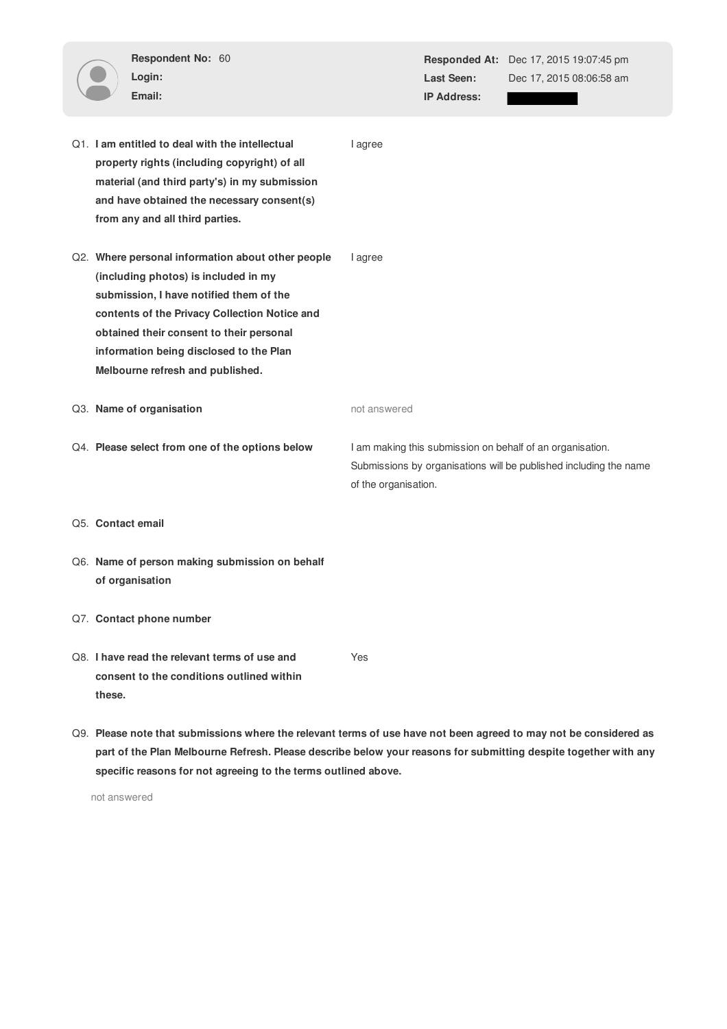**Respondent No:** 60
**Login:**
**Email:**

**Responded At:** Dec 17, 2015 19:07:45 pm
**Last Seen:** Dec 17, 2015 08:06:58 am
**IP Address:**

Q1. **I am entitled to deal with the intellectual property rights (including copyright) of all material (and third party's) in my submission and have obtained the necessary consent(s) from any and all third parties.**

I agree

Q2. **Where personal information about other people (including photos) is included in my submission, I have notified them of the contents of the Privacy Collection Notice and obtained their consent to their personal information being disclosed to the Plan Melbourne refresh and published.**

I agree

Q3. **Name of organisation**

not answered

Q4. **Please select from one of the options below**

I am making this submission on behalf of an organisation. Submissions by organisations will be published including the name of the organisation.

Q5. **Contact email**

Q6. **Name of person making submission on behalf of organisation**

Q7. **Contact phone number**

Q8. **I have read the relevant terms of use and consent to the conditions outlined within these.**

Yes

Q9. **Please note that submissions where the relevant terms of use have not been agreed to may not be considered as part of the Plan Melbourne Refresh. Please describe below your reasons for submitting despite together with any specific reasons for not agreeing to the terms outlined above.**

not answered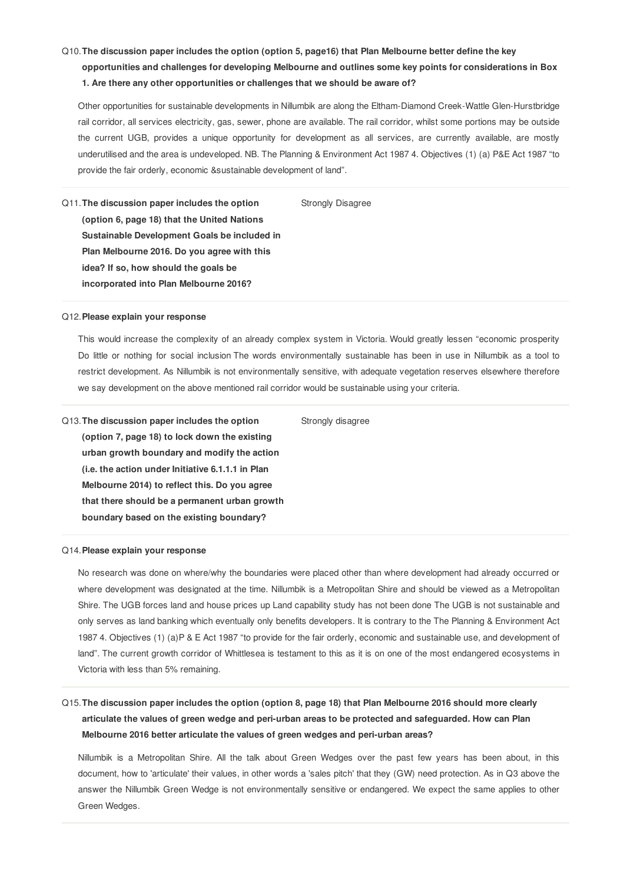Q10. **The discussion paper includes the option (option 5, page16) that Plan Melbourne better define the key opportunities and challenges for developing Melbourne and outlines some key points for considerations in Box 1. Are there any other opportunities or challenges that we should be aware of?**

Other opportunities for sustainable developments in Nillumbik are along the Eltham-Diamond Creek-Wattle Glen-Hurstbridge rail corridor, all services electricity, gas, sewer, phone are available. The rail corridor, whilst some portions may be outside the current UGB, provides a unique opportunity for development as all services, are currently available, are mostly underutilised and the area is undeveloped. NB. The Planning & Environment Act 1987 4. Objectives (1) (a) P&E Act 1987 "to provide the fair orderly, economic &sustainable development of land".

Q11. **The discussion paper includes the option (option 6, page 18) that the United Nations Sustainable Development Goals be included in Plan Melbourne 2016. Do you agree with this idea? If so, how should the goals be incorporated into Plan Melbourne 2016?**

Strongly Disagree

Q12. **Please explain your response**

This would increase the complexity of an already complex system in Victoria. Would greatly lessen "economic prosperity Do little or nothing for social inclusion The words environmentally sustainable has been in use in Nillumbik as a tool to restrict development. As Nillumbik is not environmentally sensitive, with adequate vegetation reserves elsewhere therefore we say development on the above mentioned rail corridor would be sustainable using your criteria.

Q13. **The discussion paper includes the option (option 7, page 18) to lock down the existing urban growth boundary and modify the action (i.e. the action under Initiative 6.1.1.1 in Plan Melbourne 2014) to reflect this. Do you agree that there should be a permanent urban growth boundary based on the existing boundary?**

Strongly disagree

Q14. **Please explain your response**

No research was done on where/why the boundaries were placed other than where development had already occurred or where development was designated at the time. Nillumbik is a Metropolitan Shire and should be viewed as a Metropolitan Shire. The UGB forces land and house prices up Land capability study has not been done The UGB is not sustainable and only serves as land banking which eventually only benefits developers. It is contrary to the The Planning & Environment Act 1987 4. Objectives (1) (a)P & E Act 1987 "to provide for the fair orderly, economic and sustainable use, and development of land". The current growth corridor of Whittlesea is testament to this as it is on one of the most endangered ecosystems in Victoria with less than 5% remaining.

Q15. **The discussion paper includes the option (option 8, page 18) that Plan Melbourne 2016 should more clearly articulate the values of green wedge and peri-urban areas to be protected and safeguarded. How can Plan Melbourne 2016 better articulate the values of green wedges and peri-urban areas?**

Nillumbik is a Metropolitan Shire. All the talk about Green Wedges over the past few years has been about, in this document, how to 'articulate' their values, in other words a 'sales pitch' that they (GW) need protection. As in Q3 above the answer the Nillumbik Green Wedge is not environmentally sensitive or endangered. We expect the same applies to other Green Wedges.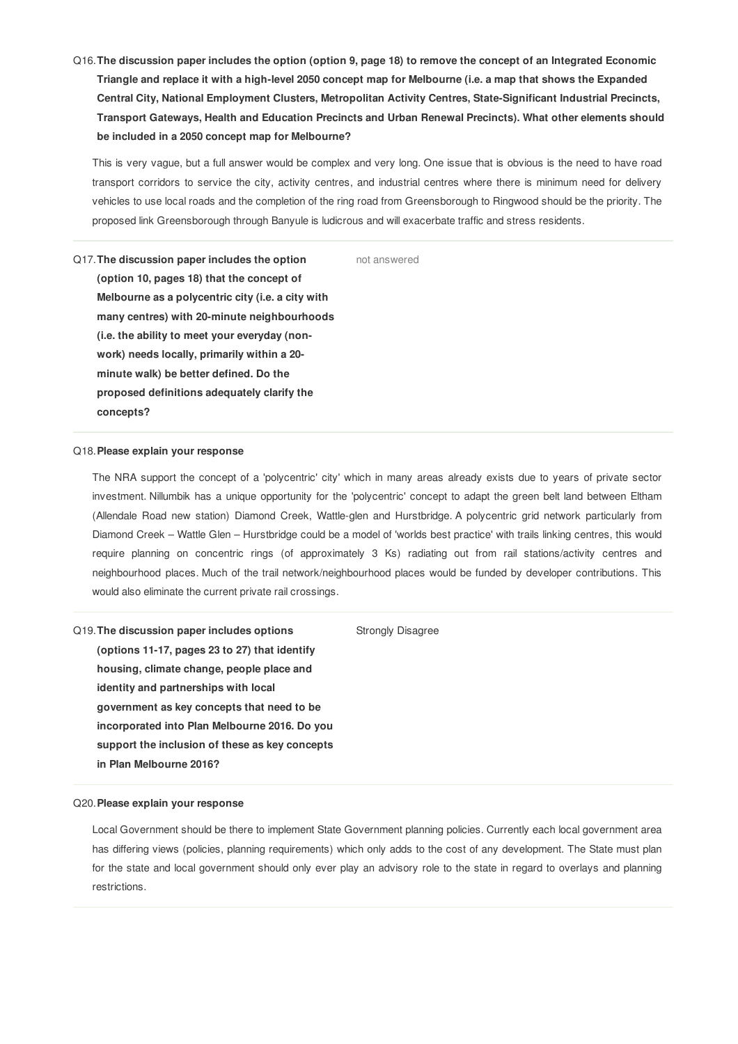Q16. **The discussion paper includes the option (option 9, page 18) to remove the concept of an Integrated Economic Triangle and replace it with a high-level 2050 concept map for Melbourne (i.e. a map that shows the Expanded Central City, National Employment Clusters, Metropolitan Activity Centres, State-Significant Industrial Precincts, Transport Gateways, Health and Education Precincts and Urban Renewal Precincts). What other elements should be included in a 2050 concept map for Melbourne?**

This is very vague, but a full answer would be complex and very long. One issue that is obvious is the need to have road transport corridors to service the city, activity centres, and industrial centres where there is minimum need for delivery vehicles to use local roads and the completion of the ring road from Greensborough to Ringwood should be the priority. The proposed link Greensborough through Banyule is ludicrous and will exacerbate traffic and stress residents.

---

Q17. **The discussion paper includes the option (option 10, pages 18) that the concept of Melbourne as a polycentric city (i.e. a city with many centres) with 20-minute neighbourhoods (i.e. the ability to meet your everyday (non-work) needs locally, primarily within a 20-minute walk) be better defined. Do the proposed definitions adequately clarify the concepts?**

not answered

---

Q18. **Please explain your response**

The NRA support the concept of a 'polycentric' city' which in many areas already exists due to years of private sector investment. Nillumbik has a unique opportunity for the 'polycentric' concept to adapt the green belt land between Eltham (Allendale Road new station) Diamond Creek, Wattle-glen and Hurstbridge. A polycentric grid network particularly from Diamond Creek – Wattle Glen – Hurstbridge could be a model of 'worlds best practice' with trails linking centres, this would require planning on concentric rings (of approximately 3 Ks) radiating out from rail stations/activity centres and neighbourhood places. Much of the trail network/neighbourhood places would be funded by developer contributions. This would also eliminate the current private rail crossings.

---

Q19. **The discussion paper includes options (options 11-17, pages 23 to 27) that identify housing, climate change, people place and identity and partnerships with local government as key concepts that need to be incorporated into Plan Melbourne 2016. Do you support the inclusion of these as key concepts in Plan Melbourne 2016?**

Strongly Disagree

---

Q20. **Please explain your response**

Local Government should be there to implement State Government planning policies. Currently each local government area has differing views (policies, planning requirements) which only adds to the cost of any development. The State must plan for the state and local government should only ever play an advisory role to the state in regard to overlays and planning restrictions.

---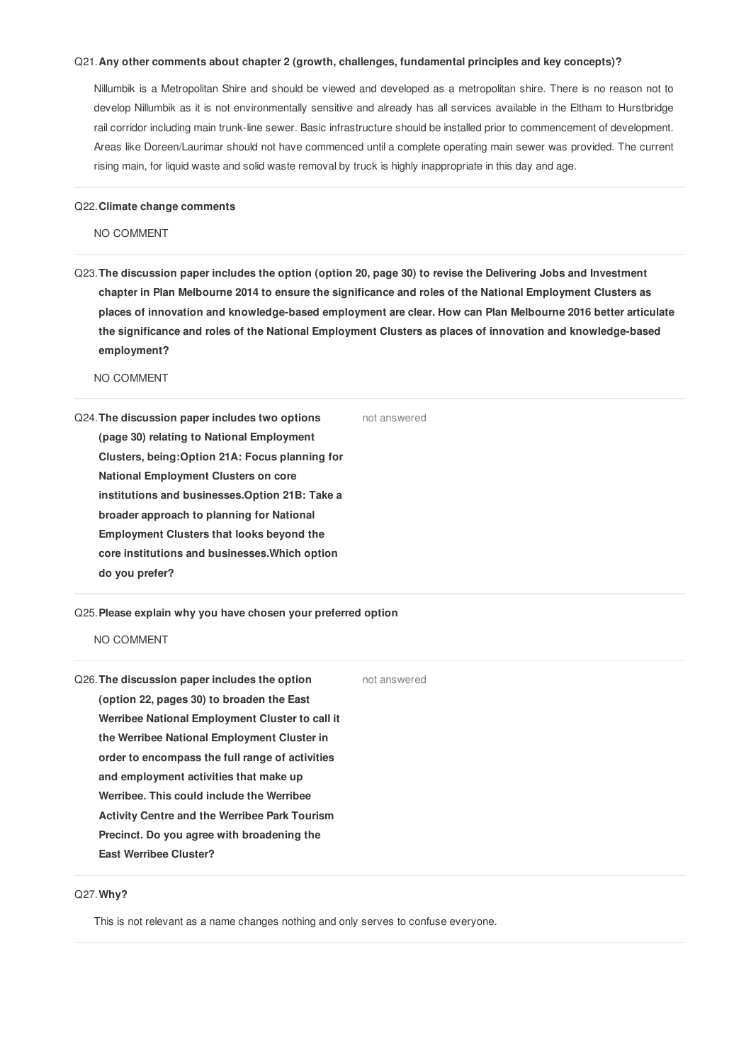Q21. **Any other comments about chapter 2 (growth, challenges, fundamental principles and key concepts)?**

Nillumbik is a Metropolitan Shire and should be viewed and developed as a metropolitan shire. There is no reason not to develop Nillumbik as it is not environmentally sensitive and already has all services available in the Eltham to Hurstbridge rail corridor including main trunk-line sewer. Basic infrastructure should be installed prior to commencement of development. Areas like Doreen/Laurimar should not have commenced until a complete operating main sewer was provided. The current rising main, for liquid waste and solid waste removal by truck is highly inappropriate in this day and age.

---

Q22. **Climate change comments**

NO COMMENT

---

Q23. **The discussion paper includes the option (option 20, page 30) to revise the Delivering Jobs and Investment chapter in Plan Melbourne 2014 to ensure the significance and roles of the National Employment Clusters as places of innovation and knowledge-based employment are clear. How can Plan Melbourne 2016 better articulate the significance and roles of the National Employment Clusters as places of innovation and knowledge-based employment?**

NO COMMENT

---

Q24. **The discussion paper includes two options (page 30) relating to National Employment Clusters, being:Option 21A: Focus planning for National Employment Clusters on core institutions and businesses.Option 21B: Take a broader approach to planning for National Employment Clusters that looks beyond the core institutions and businesses.Which option do you prefer?**

not answered

---

Q25. **Please explain why you have chosen your preferred option**

NO COMMENT

---

Q26. **The discussion paper includes the option (option 22, pages 30) to broaden the East Werribee National Employment Cluster to call it the Werribee National Employment Cluster in order to encompass the full range of activities and employment activities that make up Werribee. This could include the Werribee Activity Centre and the Werribee Park Tourism Precinct. Do you agree with broadening the East Werribee Cluster?**

not answered

---

Q27. **Why?**

This is not relevant as a name changes nothing and only serves to confuse everyone.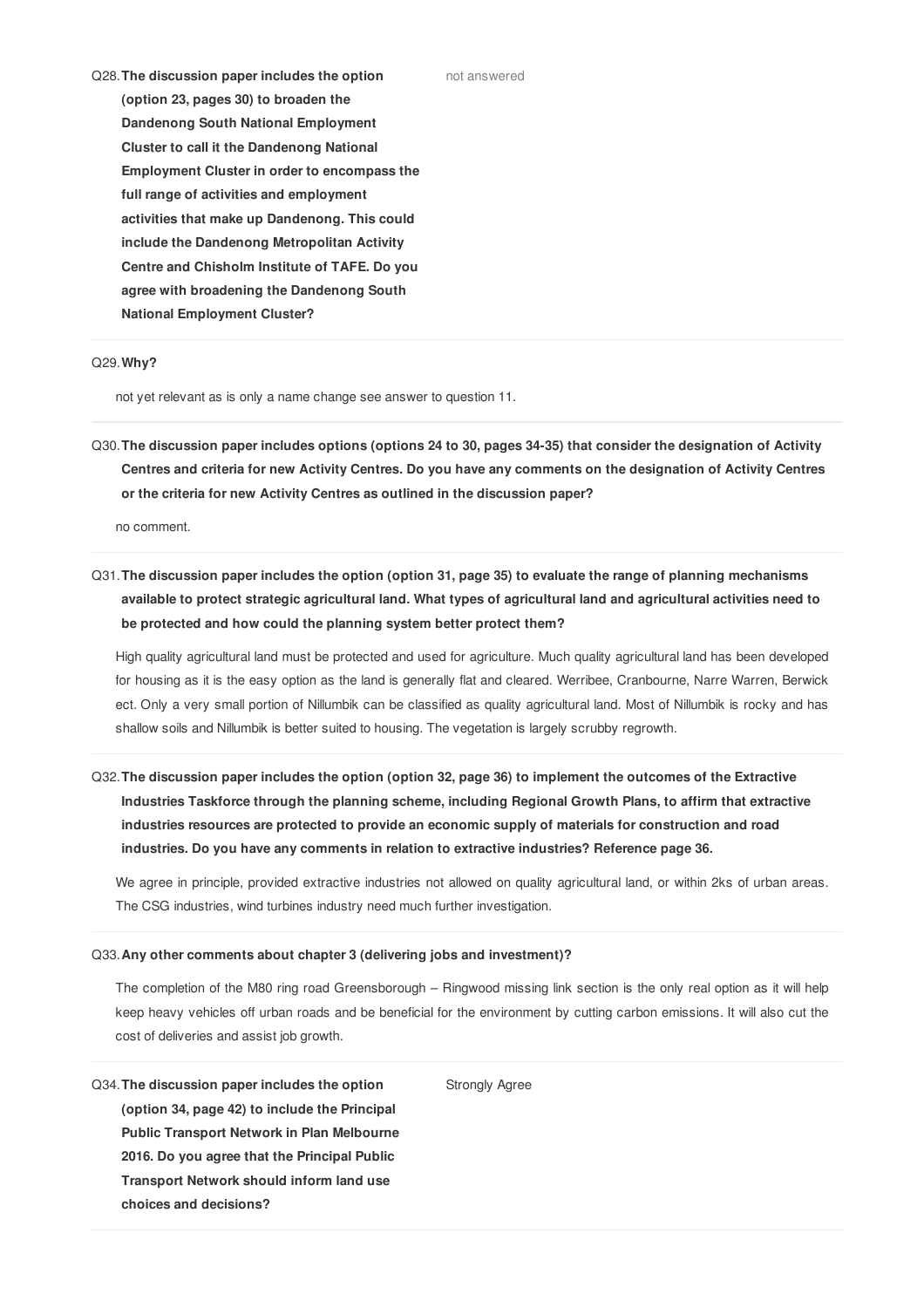Q28. **The discussion paper includes the option (option 23, pages 30) to broaden the Dandenong South National Employment Cluster to call it the Dandenong National Employment Cluster in order to encompass the full range of activities and employment activities that make up Dandenong. This could include the Dandenong Metropolitan Activity Centre and Chisholm Institute of TAFE. Do you agree with broadening the Dandenong South National Employment Cluster?**

not answered

---

Q29. **Why?**

not yet relevant as is only a name change see answer to question 11.

---

Q30. **The discussion paper includes options (options 24 to 30, pages 34-35) that consider the designation of Activity Centres and criteria for new Activity Centres. Do you have any comments on the designation of Activity Centres or the criteria for new Activity Centres as outlined in the discussion paper?**

no comment.

---

Q31. **The discussion paper includes the option (option 31, page 35) to evaluate the range of planning mechanisms available to protect strategic agricultural land. What types of agricultural land and agricultural activities need to be protected and how could the planning system better protect them?**

High quality agricultural land must be protected and used for agriculture. Much quality agricultural land has been developed for housing as it is the easy option as the land is generally flat and cleared. Werribee, Cranbourne, Narre Warren, Berwick ect. Only a very small portion of Nillumbik can be classified as quality agricultural land. Most of Nillumbik is rocky and has shallow soils and Nillumbik is better suited to housing. The vegetation is largely scrubby regrowth.

---

Q32. **The discussion paper includes the option (option 32, page 36) to implement the outcomes of the Extractive Industries Taskforce through the planning scheme, including Regional Growth Plans, to affirm that extractive industries resources are protected to provide an economic supply of materials for construction and road industries. Do you have any comments in relation to extractive industries? Reference page 36.**

We agree in principle, provided extractive industries not allowed on quality agricultural land, or within 2ks of urban areas. The CSG industries, wind turbines industry need much further investigation.

---

Q33. **Any other comments about chapter 3 (delivering jobs and investment)?**

The completion of the M80 ring road Greensborough – Ringwood missing link section is the only real option as it will help keep heavy vehicles off urban roads and be beneficial for the environment by cutting carbon emissions. It will also cut the cost of deliveries and assist job growth.

---

Q34. **The discussion paper includes the option (option 34, page 42) to include the Principal Public Transport Network in Plan Melbourne 2016. Do you agree that the Principal Public Transport Network should inform land use choices and decisions?**

Strongly Agree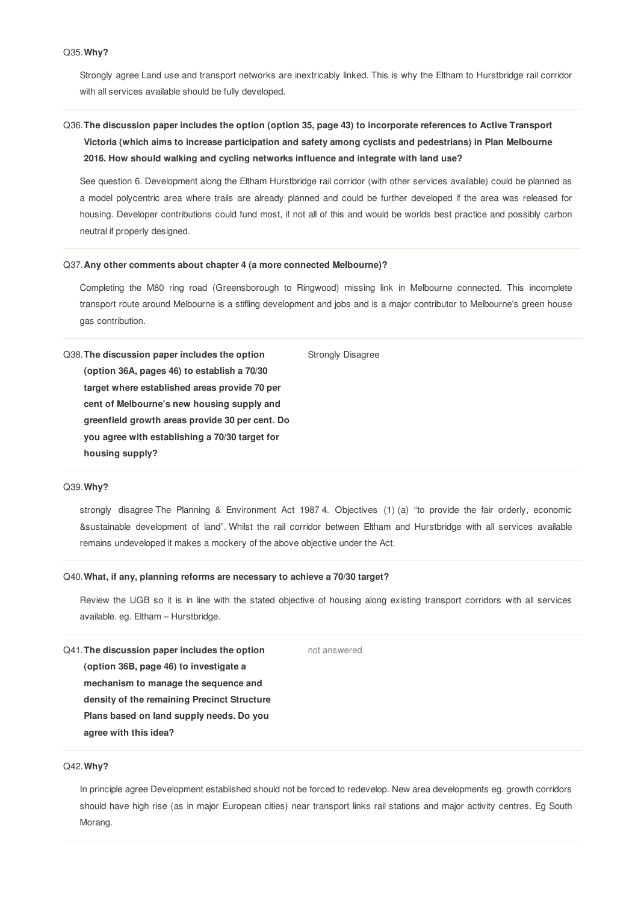Q35. **Why?**

Strongly agree Land use and transport networks are inextricably linked. This is why the Eltham to Hurstbridge rail corridor with all services available should be fully developed.

Q36. **The discussion paper includes the option (option 35, page 43) to incorporate references to Active Transport Victoria (which aims to increase participation and safety among cyclists and pedestrians) in Plan Melbourne 2016. How should walking and cycling networks influence and integrate with land use?**

See question 6. Development along the Eltham Hurstbridge rail corridor (with other services available) could be planned as a model polycentric area where trails are already planned and could be further developed if the area was released for housing. Developer contributions could fund most, if not all of this and would be worlds best practice and possibly carbon neutral if properly designed.

Q37. **Any other comments about chapter 4 (a more connected Melbourne)?**

Completing the M80 ring road (Greensborough to Ringwood) missing link in Melbourne connected. This incomplete transport route around Melbourne is a stifling development and jobs and is a major contributor to Melbourne's green house gas contribution.

Q38. **The discussion paper includes the option (option 36A, pages 46) to establish a 70/30 target where established areas provide 70 per cent of Melbourne's new housing supply and greenfield growth areas provide 30 per cent. Do you agree with establishing a 70/30 target for housing supply?**

Strongly Disagree

Q39. **Why?**

strongly disagree The Planning & Environment Act 1987 4. Objectives (1) (a) "to provide the fair orderly, economic &sustainable development of land". Whilst the rail corridor between Eltham and Hurstbridge with all services available remains undeveloped it makes a mockery of the above objective under the Act.

Q40. **What, if any, planning reforms are necessary to achieve a 70/30 target?**

Review the UGB so it is in line with the stated objective of housing along existing transport corridors with all services available. eg. Eltham – Hurstbridge.

Q41. **The discussion paper includes the option (option 36B, page 46) to investigate a mechanism to manage the sequence and density of the remaining Precinct Structure Plans based on land supply needs. Do you agree with this idea?**

not answered

Q42. **Why?**

In principle agree Development established should not be forced to redevelop. New area developments eg. growth corridors should have high rise (as in major European cities) near transport links rail stations and major activity centres. Eg South Morang.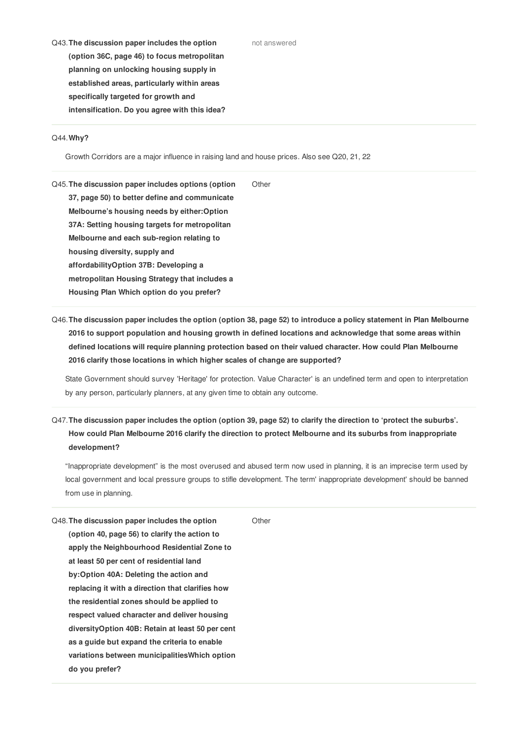**Q43. The discussion paper includes the option (option 36C, page 46) to focus metropolitan planning on unlocking housing supply in established areas, particularly within areas specifically targeted for growth and intensification. Do you agree with this idea?**

not answered

**Q44. Why?**

Growth Corridors are a major influence in raising land and house prices. Also see Q20, 21, 22

**Q45. The discussion paper includes options (option 37, page 50) to better define and communicate Melbourne's housing needs by either:Option 37A: Setting housing targets for metropolitan Melbourne and each sub-region relating to housing diversity, supply and affordabilityOption 37B: Developing a metropolitan Housing Strategy that includes a Housing Plan Which option do you prefer?**

Other

**Q46. The discussion paper includes the option (option 38, page 52) to introduce a policy statement in Plan Melbourne 2016 to support population and housing growth in defined locations and acknowledge that some areas within defined locations will require planning protection based on their valued character. How could Plan Melbourne 2016 clarify those locations in which higher scales of change are supported?**

State Government should survey 'Heritage' for protection. Value Character' is an undefined term and open to interpretation by any person, particularly planners, at any given time to obtain any outcome.

**Q47. The discussion paper includes the option (option 39, page 52) to clarify the direction to 'protect the suburbs'. How could Plan Melbourne 2016 clarify the direction to protect Melbourne and its suburbs from inappropriate development?**

"Inappropriate development" is the most overused and abused term now used in planning, it is an imprecise term used by local government and local pressure groups to stifle development. The term' inappropriate development' should be banned from use in planning.

**Q48. The discussion paper includes the option (option 40, page 56) to clarify the action to apply the Neighbourhood Residential Zone to at least 50 per cent of residential land by:Option 40A: Deleting the action and replacing it with a direction that clarifies how the residential zones should be applied to respect valued character and deliver housing diversityOption 40B: Retain at least 50 per cent as a guide but expand the criteria to enable variations between municipalitiesWhich option do you prefer?**

Other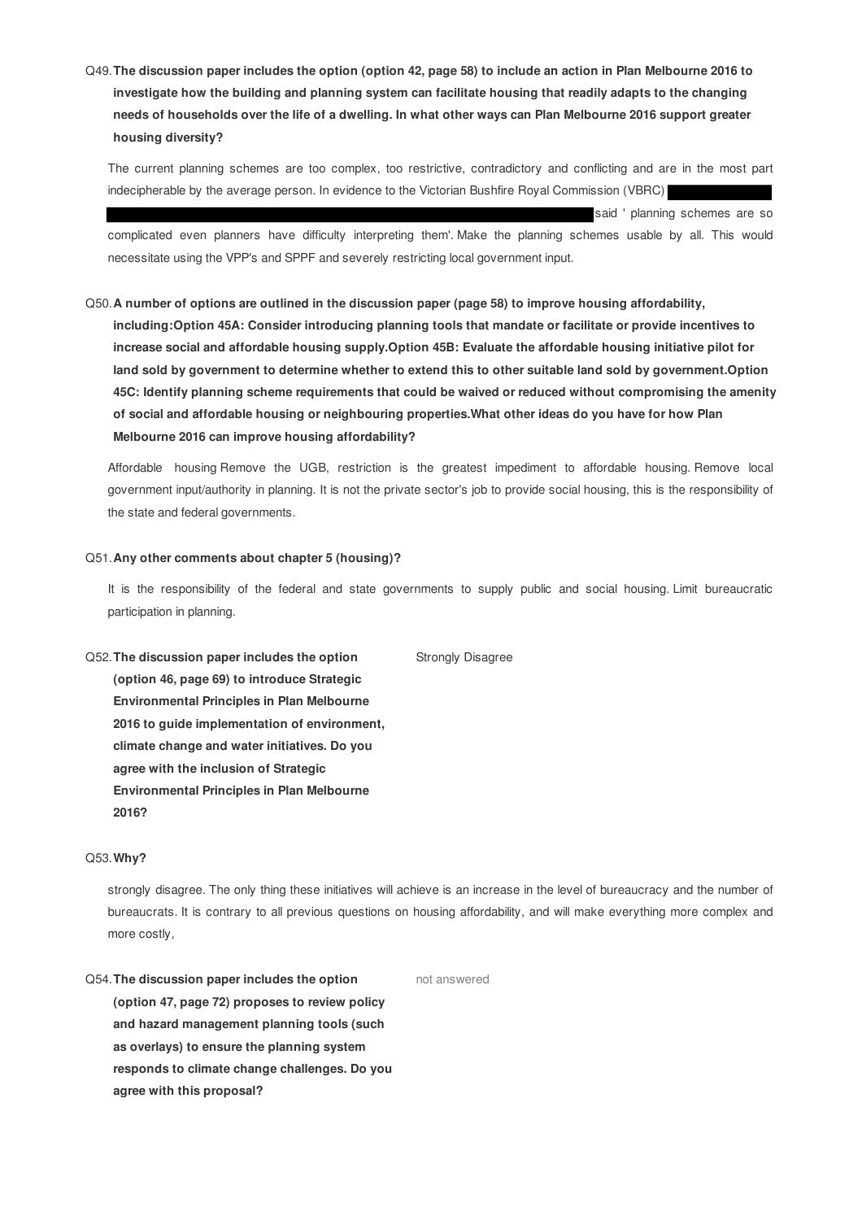Q49. **The discussion paper includes the option (option 42, page 58) to include an action in Plan Melbourne 2016 to investigate how the building and planning system can facilitate housing that readily adapts to the changing needs of households over the life of a dwelling. In what other ways can Plan Melbourne 2016 support greater housing diversity?**

The current planning schemes are too complex, too restrictive, contradictory and conflicting and are in the most part indecipherable by the average person. In evidence to the Victorian Bushfire Royal Commission (VBRC) said ' planning schemes are so complicated even planners have difficulty interpreting them'. Make the planning schemes usable by all. This would necessitate using the VPP's and SPPF and severely restricting local government input.

Q50. **A number of options are outlined in the discussion paper (page 58) to improve housing affordability, including:Option 45A: Consider introducing planning tools that mandate or facilitate or provide incentives to increase social and affordable housing supply.Option 45B: Evaluate the affordable housing initiative pilot for land sold by government to determine whether to extend this to other suitable land sold by government.Option 45C: Identify planning scheme requirements that could be waived or reduced without compromising the amenity of social and affordable housing or neighbouring properties.What other ideas do you have for how Plan Melbourne 2016 can improve housing affordability?**

Affordable housing Remove the UGB, restriction is the greatest impediment to affordable housing. Remove local government input/authority in planning. It is not the private sector's job to provide social housing, this is the responsibility of the state and federal governments.

Q51. **Any other comments about chapter 5 (housing)?**

It is the responsibility of the federal and state governments to supply public and social housing. Limit bureaucratic participation in planning.

Q52. **The discussion paper includes the option (option 46, page 69) to introduce Strategic Environmental Principles in Plan Melbourne 2016 to guide implementation of environment, climate change and water initiatives. Do you agree with the inclusion of Strategic Environmental Principles in Plan Melbourne 2016?**

Strongly Disagree

Q53. **Why?**

strongly disagree. The only thing these initiatives will achieve is an increase in the level of bureaucracy and the number of bureaucrats. It is contrary to all previous questions on housing affordability, and will make everything more complex and more costly,

Q54. **The discussion paper includes the option (option 47, page 72) proposes to review policy and hazard management planning tools (such as overlays) to ensure the planning system responds to climate change challenges. Do you agree with this proposal?**

not answered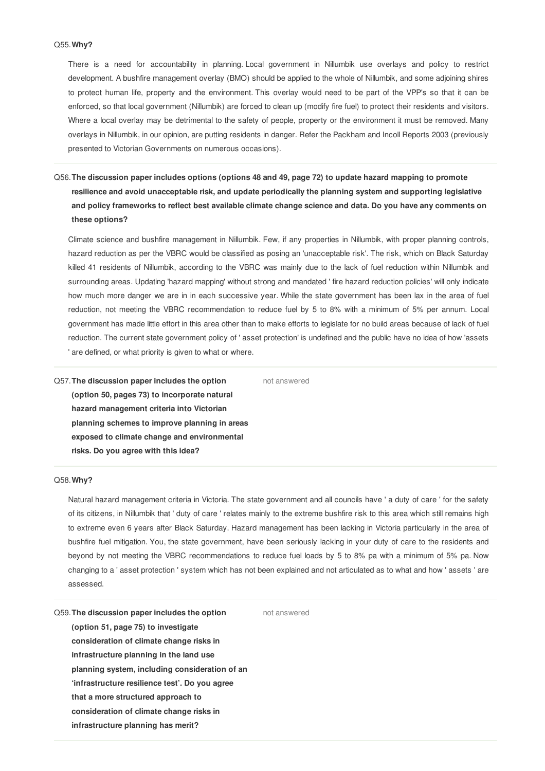Q55. **Why?**

There is a need for accountability in planning. Local government in Nillumbik use overlays and policy to restrict development. A bushfire management overlay (BMO) should be applied to the whole of Nillumbik, and some adjoining shires to protect human life, property and the environment. This overlay would need to be part of the VPP's so that it can be enforced, so that local government (Nillumbik) are forced to clean up (modify fire fuel) to protect their residents and visitors. Where a local overlay may be detrimental to the safety of people, property or the environment it must be removed. Many overlays in Nillumbik, in our opinion, are putting residents in danger. Refer the Packham and Incoll Reports 2003 (previously presented to Victorian Governments on numerous occasions).

Q56. **The discussion paper includes options (options 48 and 49, page 72) to update hazard mapping to promote resilience and avoid unacceptable risk, and update periodically the planning system and supporting legislative and policy frameworks to reflect best available climate change science and data. Do you have any comments on these options?**

Climate science and bushfire management in Nillumbik. Few, if any properties in Nillumbik, with proper planning controls, hazard reduction as per the VBRC would be classified as posing an 'unacceptable risk'. The risk, which on Black Saturday killed 41 residents of Nillumbik, according to the VBRC was mainly due to the lack of fuel reduction within Nillumbik and surrounding areas. Updating 'hazard mapping' without strong and mandated ' fire hazard reduction policies' will only indicate how much more danger we are in in each successive year. While the state government has been lax in the area of fuel reduction, not meeting the VBRC recommendation to reduce fuel by 5 to 8% with a minimum of 5% per annum. Local government has made little effort in this area other than to make efforts to legislate for no build areas because of lack of fuel reduction. The current state government policy of ' asset protection' is undefined and the public have no idea of how 'assets ' are defined, or what priority is given to what or where.

Q57. **The discussion paper includes the option (option 50, pages 73) to incorporate natural hazard management criteria into Victorian planning schemes to improve planning in areas exposed to climate change and environmental risks. Do you agree with this idea?**

not answered

Q58. **Why?**

Natural hazard management criteria in Victoria. The state government and all councils have ' a duty of care ' for the safety of its citizens, in Nillumbik that ' duty of care ' relates mainly to the extreme bushfire risk to this area which still remains high to extreme even 6 years after Black Saturday. Hazard management has been lacking in Victoria particularly in the area of bushfire fuel mitigation. You, the state government, have been seriously lacking in your duty of care to the residents and beyond by not meeting the VBRC recommendations to reduce fuel loads by 5 to 8% pa with a minimum of 5% pa. Now changing to a ' asset protection ' system which has not been explained and not articulated as to what and how ' assets ' are assessed.

Q59. **The discussion paper includes the option (option 51, page 75) to investigate consideration of climate change risks in infrastructure planning in the land use planning system, including consideration of an 'infrastructure resilience test'. Do you agree that a more structured approach to consideration of climate change risks in infrastructure planning has merit?**

not answered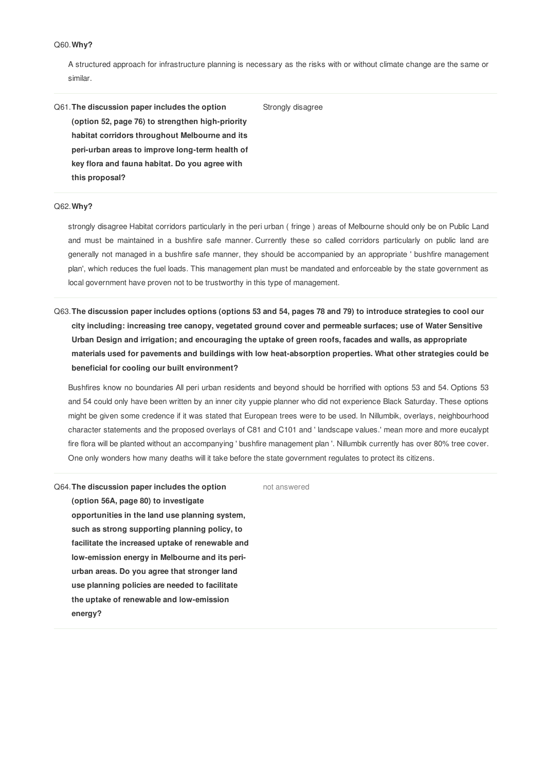Q60. **Why?**

A structured approach for infrastructure planning is necessary as the risks with or without climate change are the same or similar.

Q61. **The discussion paper includes the option (option 52, page 76) to strengthen high-priority habitat corridors throughout Melbourne and its peri-urban areas to improve long-term health of key flora and fauna habitat. Do you agree with this proposal?**

Strongly disagree

Q62. **Why?**

strongly disagree Habitat corridors particularly in the peri urban ( fringe ) areas of Melbourne should only be on Public Land and must be maintained in a bushfire safe manner. Currently these so called corridors particularly on public land are generally not managed in a bushfire safe manner, they should be accompanied by an appropriate ' bushfire management plan', which reduces the fuel loads. This management plan must be mandated and enforceable by the state government as local government have proven not to be trustworthy in this type of management.

Q63. **The discussion paper includes options (options 53 and 54, pages 78 and 79) to introduce strategies to cool our city including: increasing tree canopy, vegetated ground cover and permeable surfaces; use of Water Sensitive Urban Design and irrigation; and encouraging the uptake of green roofs, facades and walls, as appropriate materials used for pavements and buildings with low heat-absorption properties. What other strategies could be beneficial for cooling our built environment?**

Bushfires know no boundaries All peri urban residents and beyond should be horrified with options 53 and 54. Options 53 and 54 could only have been written by an inner city yuppie planner who did not experience Black Saturday. These options might be given some credence if it was stated that European trees were to be used. In Nillumbik, overlays, neighbourhood character statements and the proposed overlays of C81 and C101 and ' landscape values.' mean more and more eucalypt fire flora will be planted without an accompanying ' bushfire management plan '. Nillumbik currently has over 80% tree cover. One only wonders how many deaths will it take before the state government regulates to protect its citizens.

Q64. **The discussion paper includes the option (option 56A, page 80) to investigate opportunities in the land use planning system, such as strong supporting planning policy, to facilitate the increased uptake of renewable and low-emission energy in Melbourne and its peri-urban areas. Do you agree that stronger land use planning policies are needed to facilitate the uptake of renewable and low-emission energy?**

not answered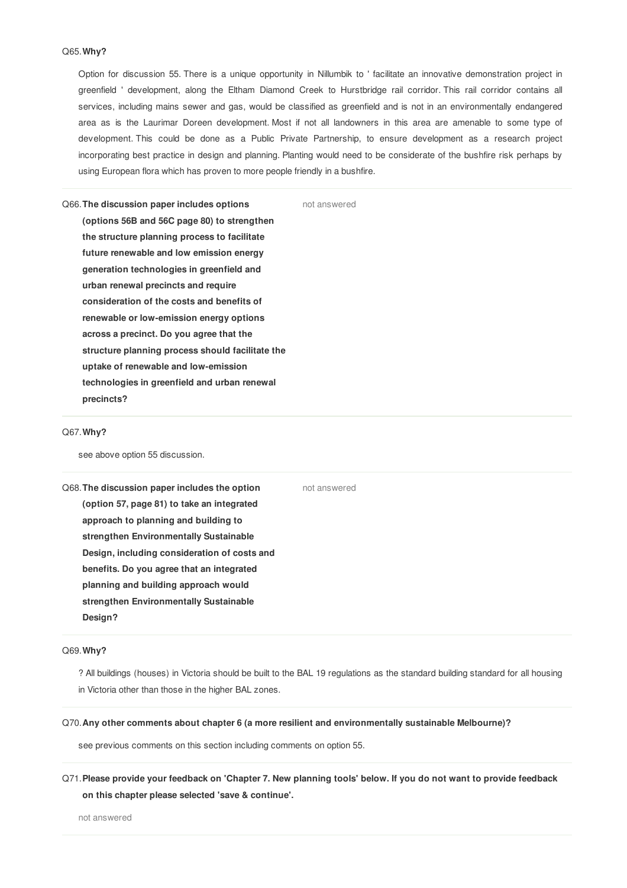Q65. **Why?**

Option for discussion 55. There is a unique opportunity in Nillumbik to ' facilitate an innovative demonstration project in greenfield ' development, along the Eltham Diamond Creek to Hurstbridge rail corridor. This rail corridor contains all services, including mains sewer and gas, would be classified as greenfield and is not in an environmentally endangered area as is the Laurimar Doreen development. Most if not all landowners in this area are amenable to some type of development. This could be done as a Public Private Partnership, to ensure development as a research project incorporating best practice in design and planning. Planting would need to be considerate of the bushfire risk perhaps by using European flora which has proven to more people friendly in a bushfire.

Q66. **The discussion paper includes options (options 56B and 56C page 80) to strengthen the structure planning process to facilitate future renewable and low emission energy generation technologies in greenfield and urban renewal precincts and require consideration of the costs and benefits of renewable or low-emission energy options across a precinct. Do you agree that the structure planning process should facilitate the uptake of renewable and low-emission technologies in greenfield and urban renewal precincts?**

not answered

Q67. **Why?**

see above option 55 discussion.

Q68. **The discussion paper includes the option (option 57, page 81) to take an integrated approach to planning and building to strengthen Environmentally Sustainable Design, including consideration of costs and benefits. Do you agree that an integrated planning and building approach would strengthen Environmentally Sustainable Design?**

not answered

Q69. **Why?**

? All buildings (houses) in Victoria should be built to the BAL 19 regulations as the standard building standard for all housing in Victoria other than those in the higher BAL zones.

Q70. **Any other comments about chapter 6 (a more resilient and environmentally sustainable Melbourne)?**

see previous comments on this section including comments on option 55.

Q71. **Please provide your feedback on 'Chapter 7. New planning tools' below. If you do not want to provide feedback on this chapter please selected 'save & continue'.**

not answered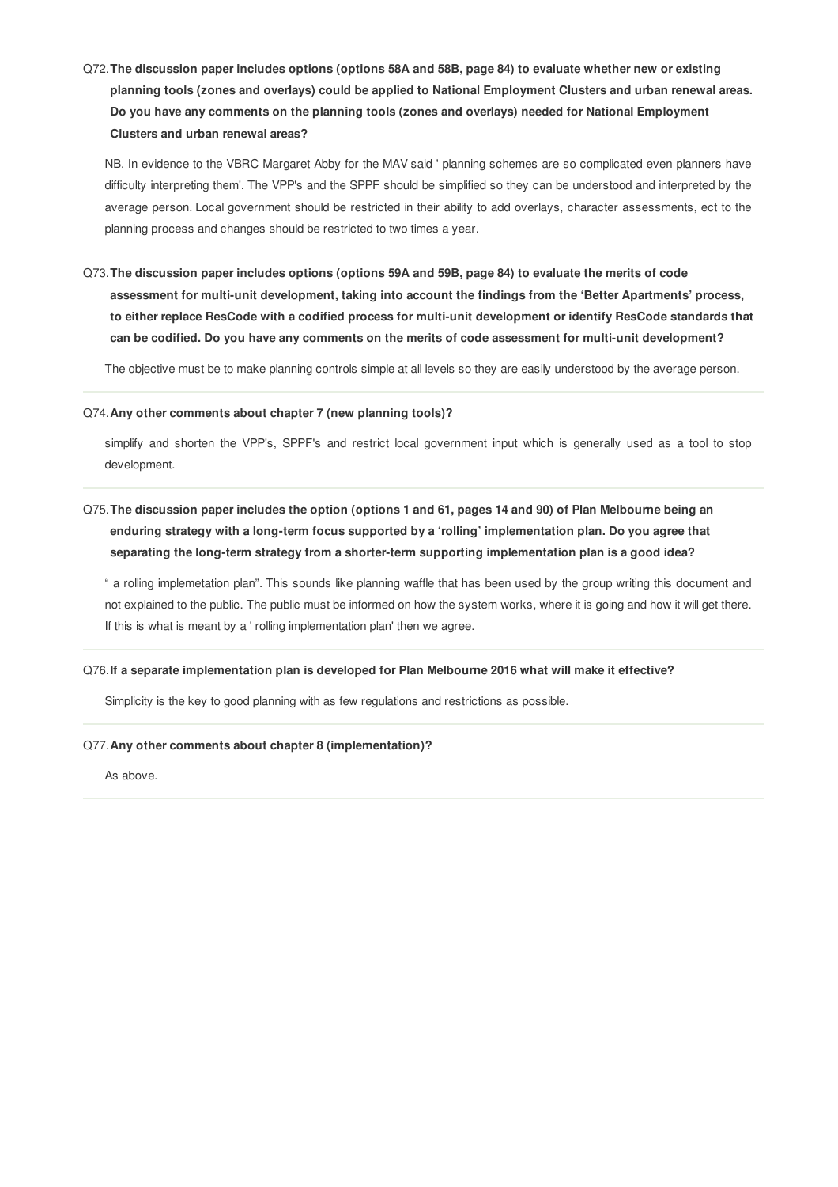Q72. **The discussion paper includes options (options 58A and 58B, page 84) to evaluate whether new or existing planning tools (zones and overlays) could be applied to National Employment Clusters and urban renewal areas. Do you have any comments on the planning tools (zones and overlays) needed for National Employment Clusters and urban renewal areas?**

NB. In evidence to the VBRC Margaret Abby for the MAV said ' planning schemes are so complicated even planners have difficulty interpreting them'. The VPP's and the SPPF should be simplified so they can be understood and interpreted by the average person. Local government should be restricted in their ability to add overlays, character assessments, ect to the planning process and changes should be restricted to two times a year.

Q73. **The discussion paper includes options (options 59A and 59B, page 84) to evaluate the merits of code assessment for multi-unit development, taking into account the findings from the 'Better Apartments' process, to either replace ResCode with a codified process for multi-unit development or identify ResCode standards that can be codified. Do you have any comments on the merits of code assessment for multi-unit development?**

The objective must be to make planning controls simple at all levels so they are easily understood by the average person.

Q74. **Any other comments about chapter 7 (new planning tools)?**

simplify and shorten the VPP's, SPPF's and restrict local government input which is generally used as a tool to stop development.

Q75. **The discussion paper includes the option (options 1 and 61, pages 14 and 90) of Plan Melbourne being an enduring strategy with a long-term focus supported by a 'rolling' implementation plan. Do you agree that separating the long-term strategy from a shorter-term supporting implementation plan is a good idea?**

" a rolling implemetation plan". This sounds like planning waffle that has been used by the group writing this document and not explained to the public. The public must be informed on how the system works, where it is going and how it will get there. If this is what is meant by a ' rolling implementation plan' then we agree.

Q76. **If a separate implementation plan is developed for Plan Melbourne 2016 what will make it effective?**

Simplicity is the key to good planning with as few regulations and restrictions as possible.

Q77. **Any other comments about chapter 8 (implementation)?**

As above.